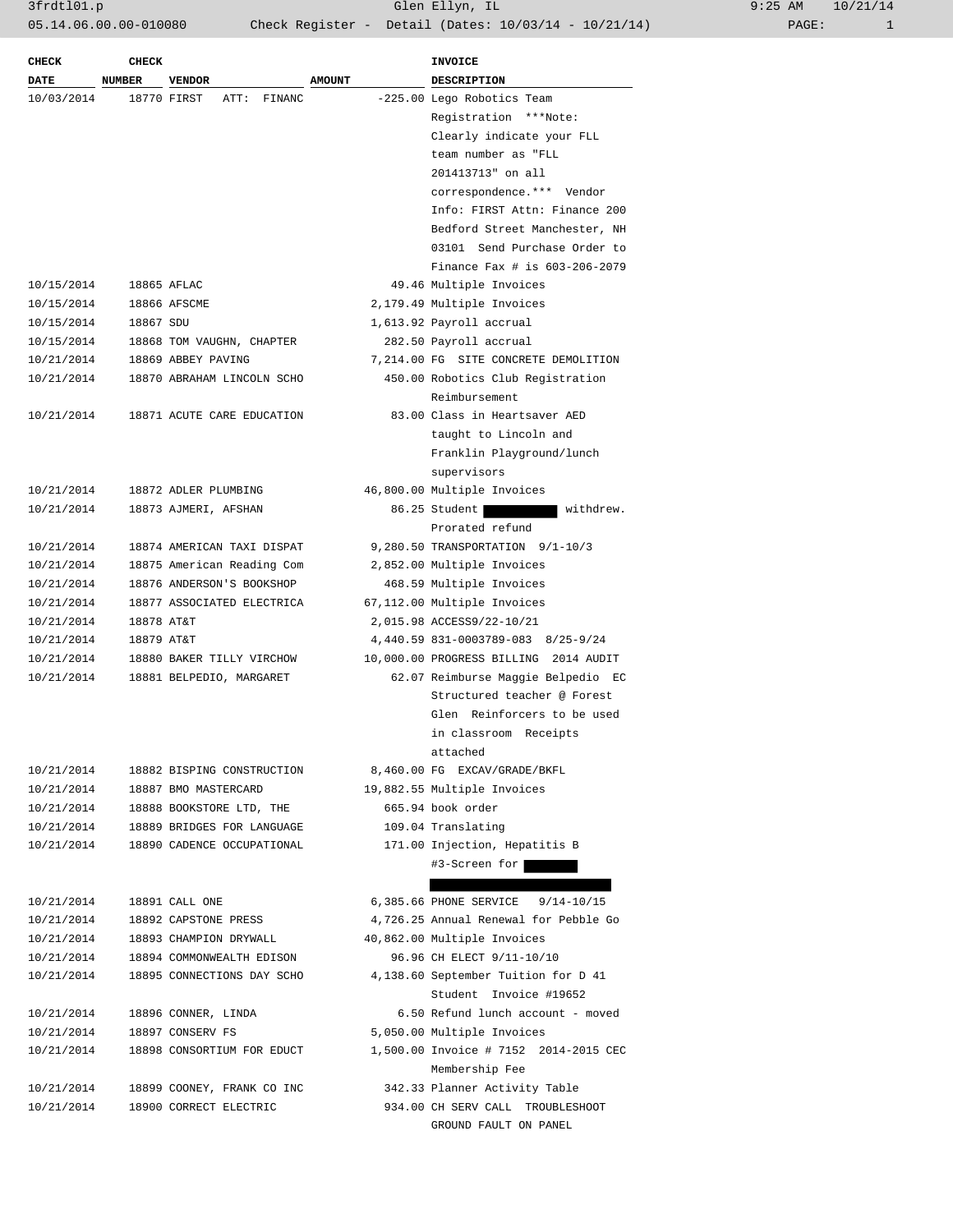3frdtl01.p Glen Ellyn, IL 9:25 AM 10/21/14

05.14.06.00.00-010080 Check Register - Detail (Dates: 10/03/14 - 10/21/14)

| CHECK DATE | CHECK NUMBER | VENDOR | AMOUNT | INVOICE DESCRIPTION |
|---|---|---|---|---|
| 10/03/2014 | 18770 | FIRST ATT: FINANC | -225.00 | Lego Robotics Team Registration ***Note: Clearly indicate your FLL team number as "FLL 201413713" on all correspondence.*** Vendor Info: FIRST Attn: Finance 200 Bedford Street Manchester, NH 03101 Send Purchase Order to Finance Fax # is 603-206-2079 |
| 10/15/2014 | 18865 | AFLAC | 49.46 | Multiple Invoices |
| 10/15/2014 | 18866 | AFSCME | 2,179.49 | Multiple Invoices |
| 10/15/2014 | 18867 | SDU | 1,613.92 | Payroll accrual |
| 10/15/2014 | 18868 | TOM VAUGHN, CHAPTER | 282.50 | Payroll accrual |
| 10/21/2014 | 18869 | ABBEY PAVING | 7,214.00 | FG SITE CONCRETE DEMOLITION |
| 10/21/2014 | 18870 | ABRAHAM LINCOLN SCHO | 450.00 | Robotics Club Registration Reimbursement |
| 10/21/2014 | 18871 | ACUTE CARE EDUCATION | 83.00 | Class in Heartsaver AED taught to Lincoln and Franklin Playground/lunch supervisors |
| 10/21/2014 | 18872 | ADLER PLUMBING | 46,800.00 | Multiple Invoices |
| 10/21/2014 | 18873 | AJMERI, AFSHAN | 86.25 | Student [REDACTED] withdrew. Prorated refund |
| 10/21/2014 | 18874 | AMERICAN TAXI DISPAT | 9,280.50 | TRANSPORTATION 9/1-10/3 |
| 10/21/2014 | 18875 | American Reading Com | 2,852.00 | Multiple Invoices |
| 10/21/2014 | 18876 | ANDERSON'S BOOKSHOP | 468.59 | Multiple Invoices |
| 10/21/2014 | 18877 | ASSOCIATED ELECTRICA | 67,112.00 | Multiple Invoices |
| 10/21/2014 | 18878 | AT&T | 2,015.98 | ACCESS9/22-10/21 |
| 10/21/2014 | 18879 | AT&T | 4,440.59 | 831-0003789-083 8/25-9/24 |
| 10/21/2014 | 18880 | BAKER TILLY VIRCHOW | 10,000.00 | PROGRESS BILLING 2014 AUDIT |
| 10/21/2014 | 18881 | BELPEDIO, MARGARET | 62.07 | Reimburse Maggie Belpedio EC Structured teacher @ Forest Glen Reinforcers to be used in classroom Receipts attached |
| 10/21/2014 | 18882 | BISPING CONSTRUCTION | 8,460.00 | FG EXCAV/GRADE/BKFL |
| 10/21/2014 | 18887 | BMO MASTERCARD | 19,882.55 | Multiple Invoices |
| 10/21/2014 | 18888 | BOOKSTORE LTD, THE | 665.94 | book order |
| 10/21/2014 | 18889 | BRIDGES FOR LANGUAGE | 109.04 | Translating |
| 10/21/2014 | 18890 | CADENCE OCCUPATIONAL | 171.00 | Injection, Hepatitis B #3-Screen for [REDACTED] [REDACTED] |
| 10/21/2014 | 18891 | CALL ONE | 6,385.66 | PHONE SERVICE 9/14-10/15 |
| 10/21/2014 | 18892 | CAPSTONE PRESS | 4,726.25 | Annual Renewal for Pebble Go |
| 10/21/2014 | 18893 | CHAMPION DRYWALL | 40,862.00 | Multiple Invoices |
| 10/21/2014 | 18894 | COMMONWEALTH EDISON | 96.96 | CH ELECT 9/11-10/10 |
| 10/21/2014 | 18895 | CONNECTIONS DAY SCHO | 4,138.60 | September Tuition for D 41 Student Invoice #19652 |
| 10/21/2014 | 18896 | CONNER, LINDA | 6.50 | Refund lunch account - moved |
| 10/21/2014 | 18897 | CONSERV FS | 5,050.00 | Multiple Invoices |
| 10/21/2014 | 18898 | CONSORTIUM FOR EDUCT | 1,500.00 | Invoice # 7152 2014-2015 CEC Membership Fee |
| 10/21/2014 | 18899 | COONEY, FRANK CO INC | 342.33 | Planner Activity Table |
| 10/21/2014 | 18900 | CORRECT ELECTRIC | 934.00 | CH SERV CALL TROUBLESHOOT GROUND FAULT ON PANEL |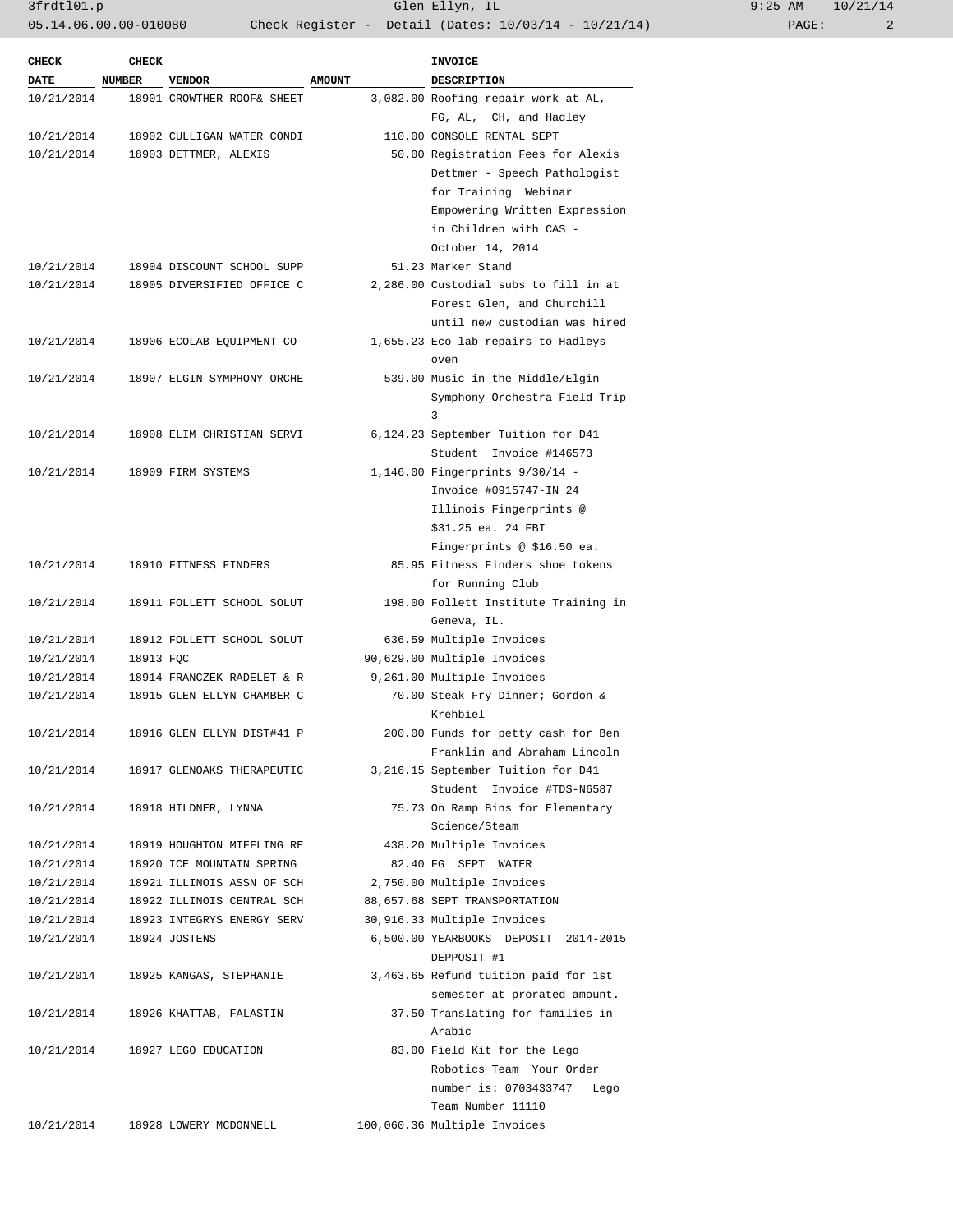| CHECK DATE | CHECK NUMBER | VENDOR | AMOUNT | INVOICE DESCRIPTION |
|---|---|---|---|---|
| 10/21/2014 | 18901 | CROWTHER ROOF& SHEET | 3,082.00 | Roofing repair work at AL, FG, AL, CH, and Hadley |
| 10/21/2014 | 18902 | CULLIGAN WATER CONDI | 110.00 | CONSOLE RENTAL SEPT |
| 10/21/2014 | 18903 | DETTMER, ALEXIS | 50.00 | Registration Fees for Alexis Dettmer - Speech Pathologist for Training Webinar Empowering Written Expression in Children with CAS - October 14, 2014 |
| 10/21/2014 | 18904 | DISCOUNT SCHOOL SUPP | 51.23 | Marker Stand |
| 10/21/2014 | 18905 | DIVERSIFIED OFFICE C | 2,286.00 | Custodial subs to fill in at Forest Glen, and Churchill until new custodian was hired |
| 10/21/2014 | 18906 | ECOLAB EQUIPMENT CO | 1,655.23 | Eco lab repairs to Hadleys oven |
| 10/21/2014 | 18907 | ELGIN SYMPHONY ORCHE | 539.00 | Music in the Middle/Elgin Symphony Orchestra Field Trip 3 |
| 10/21/2014 | 18908 | ELIM CHRISTIAN SERVI | 6,124.23 | September Tuition for D41 Student Invoice #146573 |
| 10/21/2014 | 18909 | FIRM SYSTEMS | 1,146.00 | Fingerprints 9/30/14 - Invoice #0915747-IN 24 Illinois Fingerprints @ $31.25 ea. 24 FBI Fingerprints @ $16.50 ea. |
| 10/21/2014 | 18910 | FITNESS FINDERS | 85.95 | Fitness Finders shoe tokens for Running Club |
| 10/21/2014 | 18911 | FOLLETT SCHOOL SOLUT | 198.00 | Follett Institute Training in Geneva, IL. |
| 10/21/2014 | 18912 | FOLLETT SCHOOL SOLUT | 636.59 | Multiple Invoices |
| 10/21/2014 | 18913 | FQC | 90,629.00 | Multiple Invoices |
| 10/21/2014 | 18914 | FRANCZEK RADELET & R | 9,261.00 | Multiple Invoices |
| 10/21/2014 | 18915 | GLEN ELLYN CHAMBER C | 70.00 | Steak Fry Dinner; Gordon & Krehbiel |
| 10/21/2014 | 18916 | GLEN ELLYN DIST#41 P | 200.00 | Funds for petty cash for Ben Franklin and Abraham Lincoln |
| 10/21/2014 | 18917 | GLENOAKS THERAPEUTIC | 3,216.15 | September Tuition for D41 Student Invoice #TDS-N6587 |
| 10/21/2014 | 18918 | HILDNER, LYNNA | 75.73 | On Ramp Bins for Elementary Science/Steam |
| 10/21/2014 | 18919 | HOUGHTON MIFFLING RE | 438.20 | Multiple Invoices |
| 10/21/2014 | 18920 | ICE MOUNTAIN SPRING | 82.40 | FG SEPT WATER |
| 10/21/2014 | 18921 | ILLINOIS ASSN OF SCH | 2,750.00 | Multiple Invoices |
| 10/21/2014 | 18922 | ILLINOIS CENTRAL SCH | 88,657.68 | SEPT TRANSPORTATION |
| 10/21/2014 | 18923 | INTEGRYS ENERGY SERV | 30,916.33 | Multiple Invoices |
| 10/21/2014 | 18924 | JOSTENS | 6,500.00 | YEARBOOKS DEPOSIT 2014-2015 DEPPOSIT #1 |
| 10/21/2014 | 18925 | KANGAS, STEPHANIE | 3,463.65 | Refund tuition paid for 1st semester at prorated amount. |
| 10/21/2014 | 18926 | KHATTAB, FALASTIN | 37.50 | Translating for families in Arabic |
| 10/21/2014 | 18927 | LEGO EDUCATION | 83.00 | Field Kit for the Lego Robotics Team Your Order number is: 0703433747 Lego Team Number 11110 |
| 10/21/2014 | 18928 | LOWERY MCDONNELL | 100,060.36 | Multiple Invoices |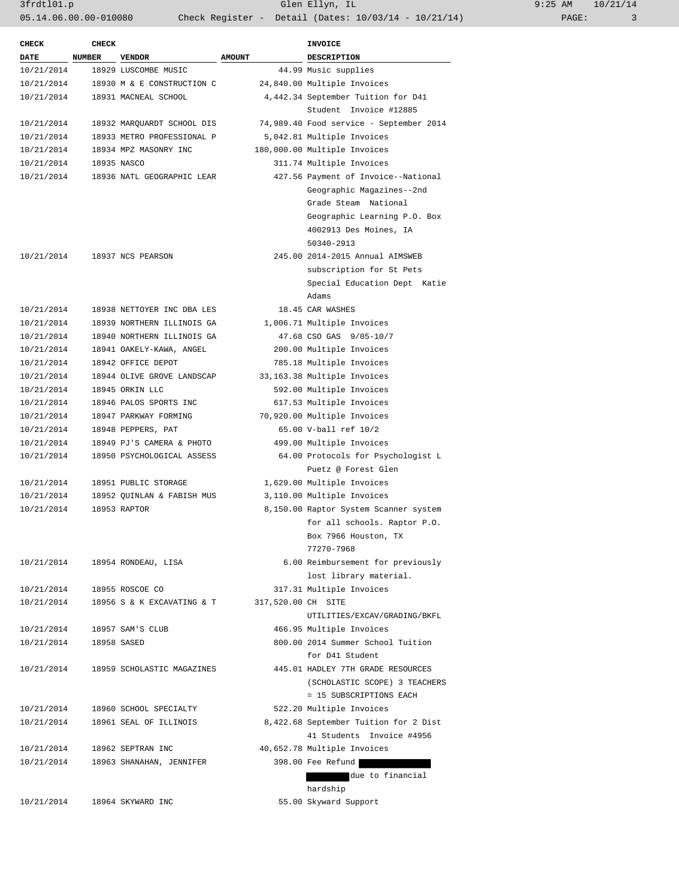| CHECK DATE | CHECK NUMBER | VENDOR | AMOUNT | INVOICE DESCRIPTION |
|---|---|---|---|---|
| 10/21/2014 | 18929 | LUSCOMBE MUSIC | 44.99 | Music supplies |
| 10/21/2014 | 18930 | M & E CONSTRUCTION C | 24,840.00 | Multiple Invoices |
| 10/21/2014 | 18931 | MACNEAL SCHOOL | 4,442.34 | September Tuition for D41 Student Invoice #12885 |
| 10/21/2014 | 18932 | MARQUARDT SCHOOL DIS | 74,989.40 | Food service - September 2014 |
| 10/21/2014 | 18933 | METRO PROFESSIONAL P | 5,042.81 | Multiple Invoices |
| 10/21/2014 | 18934 | MPZ MASONRY INC | 180,000.00 | Multiple Invoices |
| 10/21/2014 | 18935 | NASCO | 311.74 | Multiple Invoices |
| 10/21/2014 | 18936 | NATL GEOGRAPHIC LEAR | 427.56 | Payment of Invoice--National Geographic Magazines--2nd Grade Steam National Geographic Learning P.O. Box 4002913 Des Moines, IA 50340-2913 |
| 10/21/2014 | 18937 | NCS PEARSON | 245.00 | 2014-2015 Annual AIMSWEB subscription for St Pets Special Education Dept Katie Adams |
| 10/21/2014 | 18938 | NETTOYER INC DBA LES | 18.45 | CAR WASHES |
| 10/21/2014 | 18939 | NORTHERN ILLINOIS GA | 1,006.71 | Multiple Invoices |
| 10/21/2014 | 18940 | NORTHERN ILLINOIS GA | 47.68 | CSO GAS 9/05-10/7 |
| 10/21/2014 | 18941 | OAKELY-KAWA, ANGEL | 200.00 | Multiple Invoices |
| 10/21/2014 | 18942 | OFFICE DEPOT | 785.18 | Multiple Invoices |
| 10/21/2014 | 18944 | OLIVE GROVE LANDSCAP | 33,163.38 | Multiple Invoices |
| 10/21/2014 | 18945 | ORKIN LLC | 592.00 | Multiple Invoices |
| 10/21/2014 | 18946 | PALOS SPORTS INC | 617.53 | Multiple Invoices |
| 10/21/2014 | 18947 | PARKWAY FORMING | 70,920.00 | Multiple Invoices |
| 10/21/2014 | 18948 | PEPPERS, PAT | 65.00 | V-ball ref 10/2 |
| 10/21/2014 | 18949 | PJ'S CAMERA & PHOTO | 499.00 | Multiple Invoices |
| 10/21/2014 | 18950 | PSYCHOLOGICAL ASSESS | 64.00 | Protocols for Psychologist L Puetz @ Forest Glen |
| 10/21/2014 | 18951 | PUBLIC STORAGE | 1,629.00 | Multiple Invoices |
| 10/21/2014 | 18952 | QUINLAN & FABISH MUS | 3,110.00 | Multiple Invoices |
| 10/21/2014 | 18953 | RAPTOR | 8,150.00 | Raptor System Scanner system for all schools. Raptor P.O. Box 7966 Houston, TX 77270-7968 |
| 10/21/2014 | 18954 | RONDEAU, LISA | 6.00 | Reimbursement for previously lost library material. |
| 10/21/2014 | 18955 | ROSCOE CO | 317.31 | Multiple Invoices |
| 10/21/2014 | 18956 | S & K EXCAVATING & T | 317,520.00 | CH SITE UTILITIES/EXCAV/GRADING/BKFL |
| 10/21/2014 | 18957 | SAM'S CLUB | 466.95 | Multiple Invoices |
| 10/21/2014 | 18958 | SASED | 800.00 | 2014 Summer School Tuition for D41 Student |
| 10/21/2014 | 18959 | SCHOLASTIC MAGAZINES | 445.01 | HADLEY 7TH GRADE RESOURCES (SCHOLASTIC SCOPE) 3 TEACHERS = 15 SUBSCRIPTIONS EACH |
| 10/21/2014 | 18960 | SCHOOL SPECIALTY | 522.20 | Multiple Invoices |
| 10/21/2014 | 18961 | SEAL OF ILLINOIS | 8,422.68 | September Tuition for 2 Dist 41 Students Invoice #4956 |
| 10/21/2014 | 18962 | SEPTRAN INC | 40,652.78 | Multiple Invoices |
| 10/21/2014 | 18963 | SHANAHAN, JENNIFER | 398.00 | Fee Refund [REDACTED] due to financial hardship |
| 10/21/2014 | 18964 | SKYWARD INC | 55.00 | Skyward Support |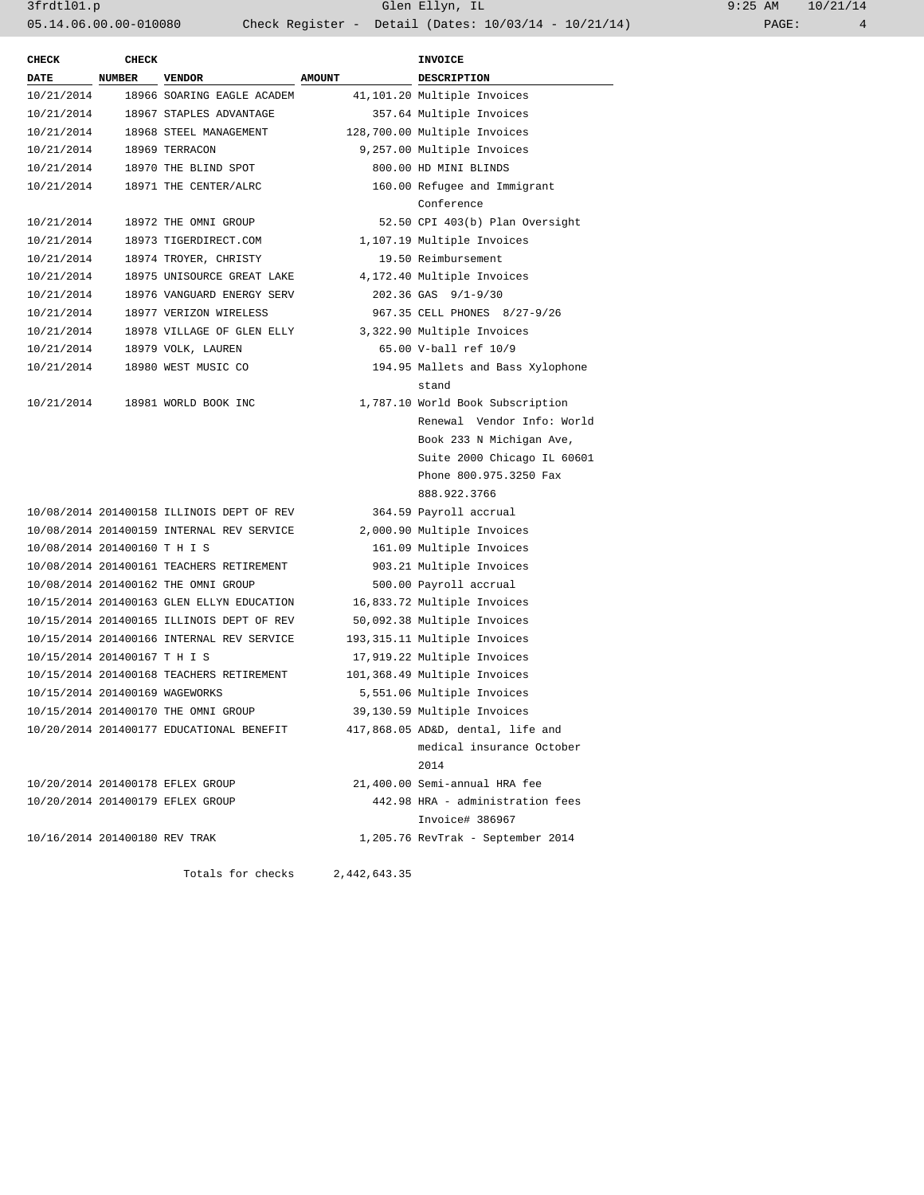| CHECK DATE | CHECK NUMBER | VENDOR | AMOUNT | INVOICE DESCRIPTION |
|---|---|---|---|---|
| 10/21/2014 | 18966 | SOARING EAGLE ACADEM | 41,101.20 | Multiple Invoices |
| 10/21/2014 | 18967 | STAPLES ADVANTAGE | 357.64 | Multiple Invoices |
| 10/21/2014 | 18968 | STEEL MANAGEMENT | 128,700.00 | Multiple Invoices |
| 10/21/2014 | 18969 | TERRACON | 9,257.00 | Multiple Invoices |
| 10/21/2014 | 18970 | THE BLIND SPOT | 800.00 | HD MINI BLINDS |
| 10/21/2014 | 18971 | THE CENTER/ALRC | 160.00 | Refugee and Immigrant Conference |
| 10/21/2014 | 18972 | THE OMNI GROUP | 52.50 | CPI 403(b) Plan Oversight |
| 10/21/2014 | 18973 | TIGERDIRECT.COM | 1,107.19 | Multiple Invoices |
| 10/21/2014 | 18974 | TROYER, CHRISTY | 19.50 | Reimbursement |
| 10/21/2014 | 18975 | UNISOURCE GREAT LAKE | 4,172.40 | Multiple Invoices |
| 10/21/2014 | 18976 | VANGUARD ENERGY SERV | 202.36 | GAS 9/1-9/30 |
| 10/21/2014 | 18977 | VERIZON WIRELESS | 967.35 | CELL PHONES 8/27-9/26 |
| 10/21/2014 | 18978 | VILLAGE OF GLEN ELLY | 3,322.90 | Multiple Invoices |
| 10/21/2014 | 18979 | VOLK, LAUREN | 65.00 | V-ball ref 10/9 |
| 10/21/2014 | 18980 | WEST MUSIC CO | 194.95 | Mallets and Bass Xylophone stand |
| 10/21/2014 | 18981 | WORLD BOOK INC | 1,787.10 | World Book Subscription Renewal Vendor Info: World Book 233 N Michigan Ave, Suite 2000 Chicago IL 60601 Phone 800.975.3250 Fax 888.922.3766 |
| 10/08/2014 | 201400158 | ILLINOIS DEPT OF REV | 364.59 | Payroll accrual |
| 10/08/2014 | 201400159 | INTERNAL REV SERVICE | 2,000.90 | Multiple Invoices |
| 10/08/2014 | 201400160 | T H I S | 161.09 | Multiple Invoices |
| 10/08/2014 | 201400161 | TEACHERS RETIREMENT | 903.21 | Multiple Invoices |
| 10/08/2014 | 201400162 | THE OMNI GROUP | 500.00 | Payroll accrual |
| 10/15/2014 | 201400163 | GLEN ELLYN EDUCATION | 16,833.72 | Multiple Invoices |
| 10/15/2014 | 201400165 | ILLINOIS DEPT OF REV | 50,092.38 | Multiple Invoices |
| 10/15/2014 | 201400166 | INTERNAL REV SERVICE | 193,315.11 | Multiple Invoices |
| 10/15/2014 | 201400167 | T H I S | 17,919.22 | Multiple Invoices |
| 10/15/2014 | 201400168 | TEACHERS RETIREMENT | 101,368.49 | Multiple Invoices |
| 10/15/2014 | 201400169 | WAGEWORKS | 5,551.06 | Multiple Invoices |
| 10/15/2014 | 201400170 | THE OMNI GROUP | 39,130.59 | Multiple Invoices |
| 10/20/2014 | 201400177 | EDUCATIONAL BENEFIT | 417,868.05 | AD&D, dental, life and medical insurance October 2014 |
| 10/20/2014 | 201400178 | EFLEX GROUP | 21,400.00 | Semi-annual HRA fee |
| 10/20/2014 | 201400179 | EFLEX GROUP | 442.98 | HRA - administration fees Invoice# 386967 |
| 10/16/2014 | 201400180 | REV TRAK | 1,205.76 | RevTrak - September 2014 |
| | | Totals for checks | 2,442,643.35 | |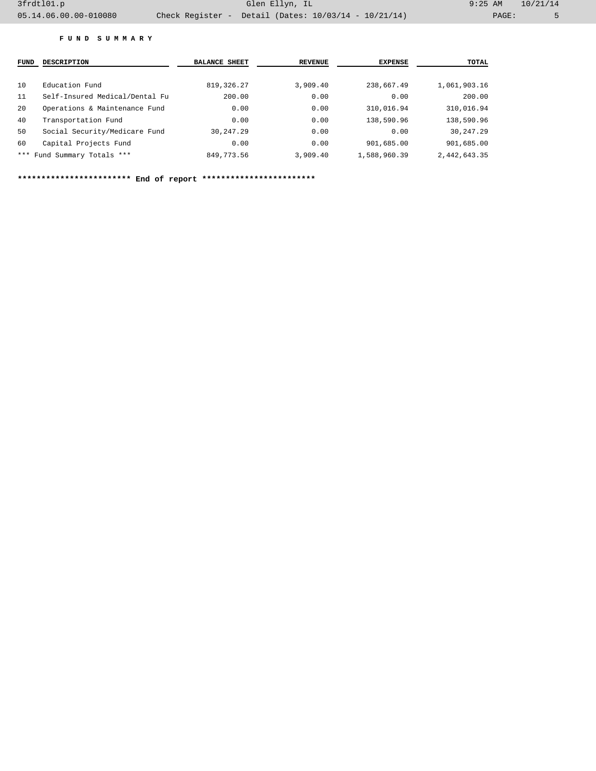**F U N D   S U M M A R Y**

| FUND | DESCRIPTION | BALANCE SHEET | REVENUE | EXPENSE | TOTAL |
|---|---|---|---|---|---|
| 10 | Education Fund | 819,326.27 | 3,909.40 | 238,667.49 | 1,061,903.16 |
| 11 | Self-Insured Medical/Dental Fu | 200.00 | 0.00 | 0.00 | 200.00 |
| 20 | Operations & Maintenance Fund | 0.00 | 0.00 | 310,016.94 | 310,016.94 |
| 40 | Transportation Fund | 0.00 | 0.00 | 138,590.96 | 138,590.96 |
| 50 | Social Security/Medicare Fund | 30,247.29 | 0.00 | 0.00 | 30,247.29 |
| 60 | Capital Projects Fund | 0.00 | 0.00 | 901,685.00 | 901,685.00 |
| *** Fund Summary Totals *** | | 849,773.56 | 3,909.40 | 1,588,960.39 | 2,442,643.35 |

**************************** End of report ****************************